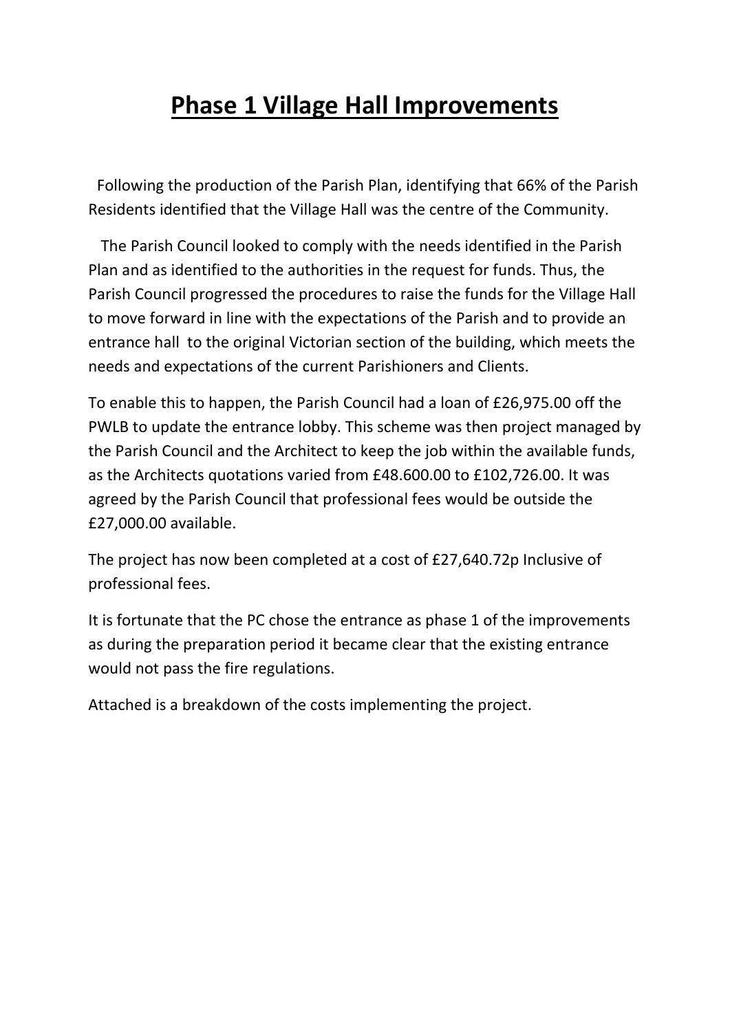# Phase 1 Village Hall Improvements

Following the production of the Parish Plan, identifying that 66% of the Parish Residents identified that the Village Hall was the centre of the Community.

The Parish Council looked to comply with the needs identified in the Parish Plan and as identified to the authorities in the request for funds. Thus, the Parish Council progressed the procedures to raise the funds for the Village Hall to move forward in line with the expectations of the Parish and to provide an entrance hall to the original Victorian section of the building, which meets the needs and expectations of the current Parishioners and Clients.

To enable this to happen, the Parish Council had a loan of £26,975.00 off the PWLB to update the entrance lobby. This scheme was then project managed by the Parish Council and the Architect to keep the job within the available funds, as the Architects quotations varied from £48.600.00 to £102,726.00. It was agreed by the Parish Council that professional fees would be outside the £27,000.00 available.

The project has now been completed at a cost of £27,640.72p Inclusive of professional fees.

It is fortunate that the PC chose the entrance as phase 1 of the improvements as during the preparation period it became clear that the existing entrance would not pass the fire regulations.

Attached is a breakdown of the costs implementing the project.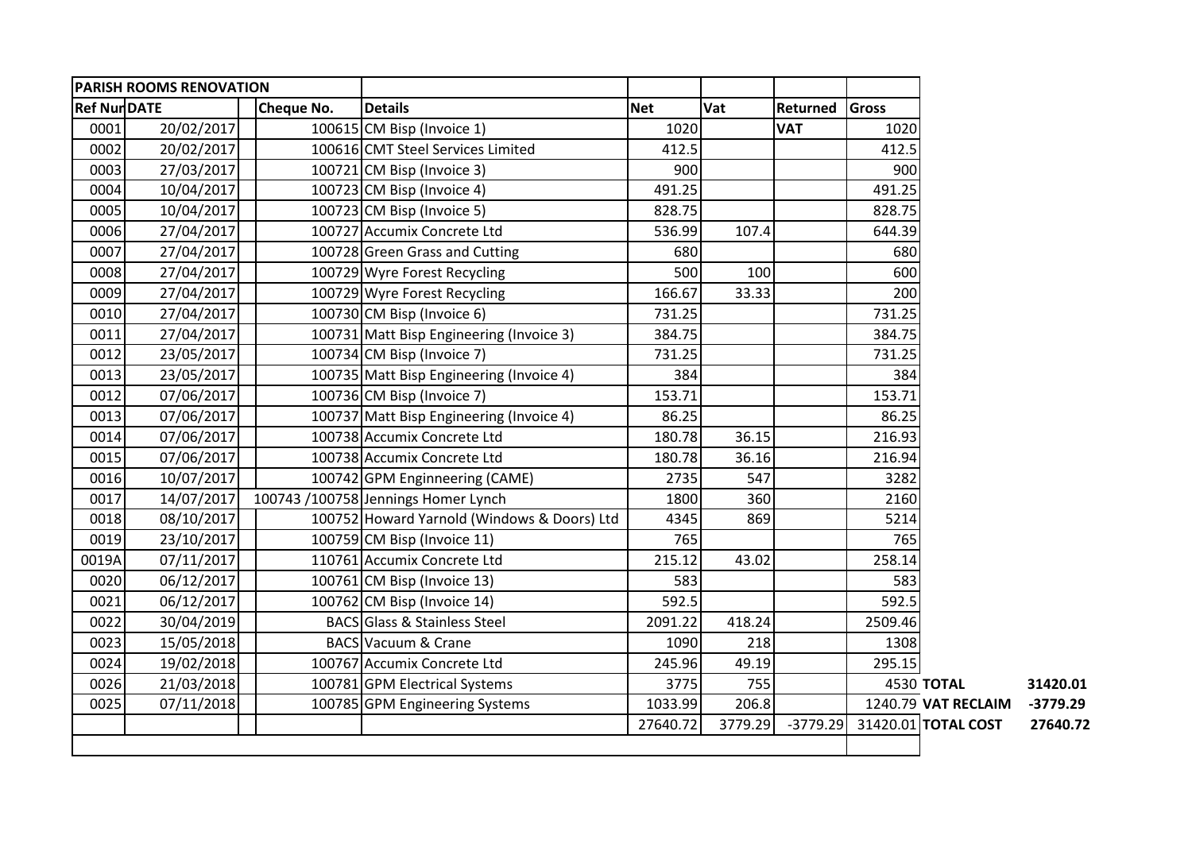| PARISH ROOMS RENOVATION | | | | | | | | | |
|---|---|---|---|---|---|---|---|---|---|
| Ref Nur | DATE | Cheque No. | Details | Net | Vat | Returned | Gross | | |
| 0001 | 20/02/2017 | 100615 | CM Bisp (Invoice 1) | 1020 | | VAT | 1020 | | |
| 0002 | 20/02/2017 | 100616 | CMT Steel Services Limited | 412.5 | | | 412.5 | | |
| 0003 | 27/03/2017 | 100721 | CM Bisp (Invoice 3) | 900 | | | 900 | | |
| 0004 | 10/04/2017 | 100723 | CM Bisp (Invoice 4) | 491.25 | | | 491.25 | | |
| 0005 | 10/04/2017 | 100723 | CM Bisp (Invoice 5) | 828.75 | | | 828.75 | | |
| 0006 | 27/04/2017 | 100727 | Accumix Concrete Ltd | 536.99 | 107.4 | | 644.39 | | |
| 0007 | 27/04/2017 | 100728 | Green Grass and Cutting | 680 | | | 680 | | |
| 0008 | 27/04/2017 | 100729 | Wyre Forest Recycling | 500 | 100 | | 600 | | |
| 0009 | 27/04/2017 | 100729 | Wyre Forest Recycling | 166.67 | 33.33 | | 200 | | |
| 0010 | 27/04/2017 | 100730 | CM Bisp (Invoice 6) | 731.25 | | | 731.25 | | |
| 0011 | 27/04/2017 | 100731 | Matt Bisp Engineering (Invoice 3) | 384.75 | | | 384.75 | | |
| 0012 | 23/05/2017 | 100734 | CM Bisp (Invoice 7) | 731.25 | | | 731.25 | | |
| 0013 | 23/05/2017 | 100735 | Matt Bisp Engineering (Invoice 4) | 384 | | | 384 | | |
| 0012 | 07/06/2017 | 100736 | CM Bisp (Invoice 7) | 153.71 | | | 153.71 | | |
| 0013 | 07/06/2017 | 100737 | Matt Bisp Engineering (Invoice 4) | 86.25 | | | 86.25 | | |
| 0014 | 07/06/2017 | 100738 | Accumix Concrete Ltd | 180.78 | 36.15 | | 216.93 | | |
| 0015 | 07/06/2017 | 100738 | Accumix Concrete Ltd | 180.78 | 36.16 | | 216.94 | | |
| 0016 | 10/07/2017 | 100742 | GPM Enginneering (CAME) | 2735 | 547 | | 3282 | | |
| 0017 | 14/07/2017 | 100743 /100758 | Jennings Homer Lynch | 1800 | 360 | | 2160 | | |
| 0018 | 08/10/2017 | 100752 | Howard Yarnold (Windows & Doors) Ltd | 4345 | 869 | | 5214 | | |
| 0019 | 23/10/2017 | 100759 | CM Bisp (Invoice 11) | 765 | | | 765 | | |
| 0019A | 07/11/2017 | 110761 | Accumix Concrete Ltd | 215.12 | 43.02 | | 258.14 | | |
| 0020 | 06/12/2017 | 100761 | CM Bisp (Invoice 13) | 583 | | | 583 | | |
| 0021 | 06/12/2017 | 100762 | CM Bisp (Invoice 14) | 592.5 | | | 592.5 | | |
| 0022 | 30/04/2019 | BACS | Glass & Stainless Steel | 2091.22 | 418.24 | | 2509.46 | | |
| 0023 | 15/05/2018 | BACS | Vacuum & Crane | 1090 | 218 | | 1308 | | |
| 0024 | 19/02/2018 | 100767 | Accumix Concrete Ltd | 245.96 | 49.19 | | 295.15 | | |
| 0026 | 21/03/2018 | 100781 | GPM Electrical Systems | 3775 | 755 | | 4530 | **TOTAL** | **31420.01** |
| 0025 | 07/11/2018 | 100785 | GPM Engineering Systems | 1033.99 | 206.8 | | 1240.79 | **VAT RECLAIM** | **-3779.29** |
| | | | | 27640.72 | 3779.29 | -3779.29 | 31420.01 | **TOTAL COST** | **27640.72** |